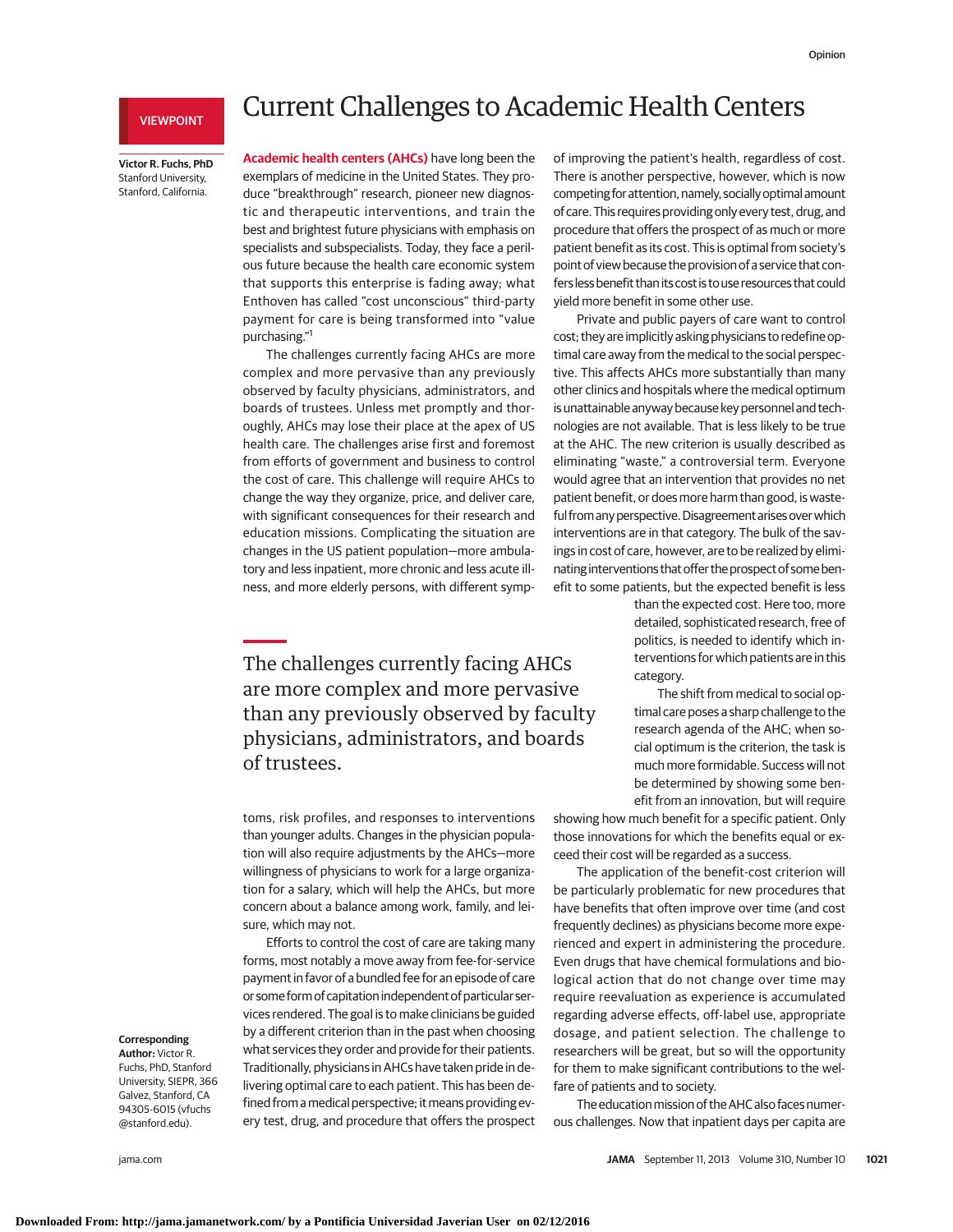VIEWPOINT

# Current Challenges to Academic Health Centers

**Victor R. Fuchs, PhD**
Stanford University, Stanford, California.

**Academic health centers (AHCs)** have long been the exemplars of medicine in the United States. They produce "breakthrough" research, pioneer new diagnostic and therapeutic interventions, and train the best and brightest future physicians with emphasis on specialists and subspecialists. Today, they face a perilous future because the health care economic system that supports this enterprise is fading away; what Enthoven has called "cost unconscious" third-party payment for care is being transformed into "value purchasing."[1]

The challenges currently facing AHCs are more complex and more pervasive than any previously observed by faculty physicians, administrators, and boards of trustees. Unless met promptly and thoroughly, AHCs may lose their place at the apex of US health care. The challenges arise first and foremost from efforts of government and business to control the cost of care. This challenge will require AHCs to change the way they organize, price, and deliver care, with significant consequences for their research and education missions. Complicating the situation are changes in the US patient population—more ambulatory and less inpatient, more chronic and less acute illness, and more elderly persons, with different symptoms, risk profiles, and responses to interventions than younger adults. Changes in the physician population will also require adjustments by the AHCs—more willingness of physicians to work for a large organization for a salary, which will help the AHCs, but more concern about a balance among work, family, and leisure, which may not.

> The challenges currently facing AHCs are more complex and more pervasive than any previously observed by faculty physicians, administrators, and boards of trustees.

Efforts to control the cost of care are taking many forms, most notably a move away from fee-for-service payment in favor of a bundled fee for an episode of care or some form of capitation independent of particular services rendered. The goal is to make clinicians be guided by a different criterion than in the past when choosing what services they order and provide for their patients. Traditionally, physicians in AHCs have taken pride in delivering optimal care to each patient. This has been defined from a medical perspective; it means providing every test, drug, and procedure that offers the prospect of improving the patient's health, regardless of cost. There is another perspective, however, which is now competing for attention, namely, socially optimal amount of care. This requires providing only every test, drug, and procedure that offers the prospect of as much or more patient benefit as its cost. This is optimal from society's point of view because the provision of a service that offers less benefit than its cost is to use resources that could yield more benefit in some other use.

Private and public payers of care want to control cost; they are implicitly asking physicians to redefine optimal care away from the medical to the social perspective. This affects AHCs more substantially than many other clinics and hospitals where the medical optimum is unattainable anyway because key personnel and technologies are not available. That is less likely to be true at the AHC. The new criterion is usually described as eliminating "waste," a controversial term. Everyone would agree that an intervention that provides no net patient benefit, or does more harm than good, is wasteful from any perspective. Disagreement arises over which interventions are in that category. The bulk of the savings in cost of care, however, are to be realized by eliminating interventions that offer the prospect of some benefit to some patients, but the expected benefit is less than the expected cost. Here too, more detailed, sophisticated research, free of politics, is needed to identify which interventions for which patients are in this category.

The shift from medical to social optimal care poses a sharp challenge to the research agenda of the AHC; when social optimum is the criterion, the task is much more formidable. Success will not be determined by showing some benefit from an innovation, but will require showing how much benefit for a specific patient. Only those innovations for which the benefits equal or exceed their cost will be regarded as a success.

The application of the benefit-cost criterion will be particularly problematic for new procedures that have benefits that often improve over time (and cost frequently declines) as physicians become more experienced and expert in administering the procedure. Even drugs that have chemical formulations and biological action that do not change over time may require reevaluation as experience is accumulated regarding adverse effects, off-label use, appropriate dosage, and patient selection. The challenge to researchers will be great, but so will the opportunity for them to make significant contributions to the welfare of patients and to society.

The education mission of the AHC also faces numerous challenges. Now that inpatient days per capita are

**Corresponding Author:** Victor R. Fuchs, PhD, Stanford University, SIEPR, 366 Galvez, Stanford, CA 94305-6015 (vfuchs@stanford.edu).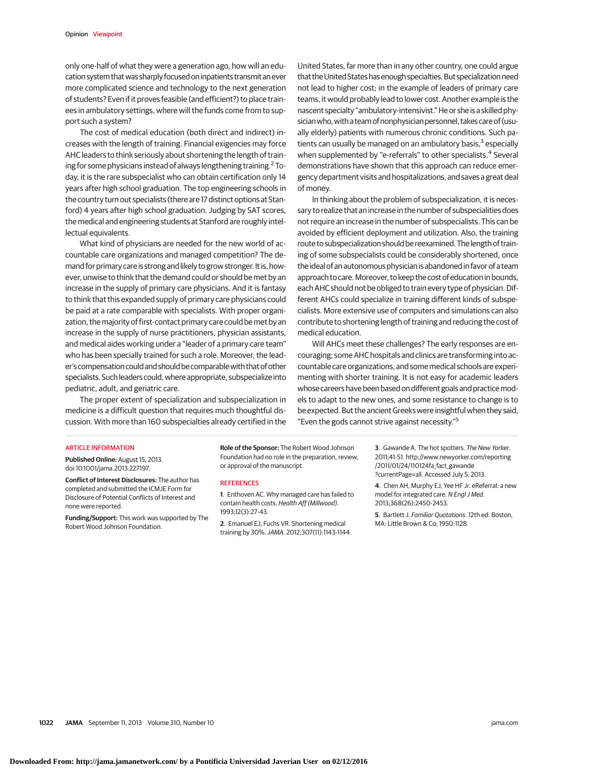only one-half of what they were a generation ago, how will an education system that was sharply focused on inpatients transmit an ever more complicated science and technology to the next generation of students? Even if it proves feasible (and efficient?) to place trainees in ambulatory settings, where will the funds come from to support such a system?

The cost of medical education (both direct and indirect) increases with the length of training. Financial exigencies may force AHC leaders to think seriously about shortening the length of training for some physicians instead of always lengthening training.[2] Today, it is the rare subspecialist who can obtain certification only 14 years after high school graduation. The top engineering schools in the country turn out specialists (there are 17 distinct options at Stanford) 4 years after high school graduation. Judging by SAT scores, the medical and engineering students at Stanford are roughly intellectual equivalents.

What kind of physicians are needed for the new world of accountable care organizations and managed competition? The demand for primary care is strong and likely to grow stronger. It is, however, unwise to think that the demand could or should be met by an increase in the supply of primary care physicians. And it is fantasy to think that this expanded supply of primary care physicians could be paid at a rate comparable with specialists. With proper organization, the majority of first-contact primary care could be met by an increase in the supply of nurse practitioners, physician assistants, and medical aides working under a "leader of a primary care team" who has been specially trained for such a role. Moreover, the leader's compensation could and should be comparable with that of other specialists. Such leaders could, where appropriate, subspecialize into pediatric, adult, and geriatric care.

The proper extent of specialization and subspecialization in medicine is a difficult question that requires much thoughtful discussion. With more than 160 subspecialties already certified in the United States, far more than in any other country, one could argue that the United States has enough specialties. But specialization need not lead to higher cost; in the example of leaders of primary care teams, it would probably lead to lower cost. Another example is the nascent specialty "ambulatory-intensivist." He or she is a skilled physician who, with a team of nonphysician personnel, takes care of (usually elderly) patients with numerous chronic conditions. Such patients can usually be managed on an ambulatory basis,[3] especially when supplemented by "e-referrals" to other specialists.[4] Several demonstrations have shown that this approach can reduce emergency department visits and hospitalizations, and saves a great deal of money.

In thinking about the problem of subspecialization, it is necessary to realize that an increase in the number of subspecialities does not require an increase in the number of subspecialists. This can be avoided by efficient deployment and utilization. Also, the training route to subspecialization should be reexamined. The length of training of some subspecialists could be considerably shortened, once the ideal of an autonomous physician is abandoned in favor of a team approach to care. Moreover, to keep the cost of education in bounds, each AHC should not be obliged to train every type of physician. Different AHCs could specialize in training different kinds of subspecialists. More extensive use of computers and simulations can also contribute to shortening length of training and reducing the cost of medical education.

Will AHCs meet these challenges? The early responses are encouraging; some AHC hospitals and clinics are transforming into accountable care organizations, and some medical schools are experimenting with shorter training. It is not easy for academic leaders whose careers have been based on different goals and practice models to adapt to the new ones, and some resistance to change is to be expected. But the ancient Greeks were insightful when they said, "Even the gods cannot strive against necessity."[5]

## ARTICLE INFORMATION

**Published Online:** August 15, 2013. doi:10.1001/jama.2013.227197.

**Conflict of Interest Disclosures:** The author has completed and submitted the ICMJE Form for Disclosure of Potential Conflicts of Interest and none were reported.

**Funding/Support:** This work was supported by The Robert Wood Johnson Foundation.

**Role of the Sponsor:** The Robert Wood Johnson Foundation had no role in the preparation, review, or approval of the manuscript.

## REFERENCES

1. Enthoven AC. Why managed care has failed to contain health costs. *Health Aff (Millwood)*. 1993;12(3):27-43.

2. Emanuel EJ, Fuchs VR. Shortening medical training by 30%. *JAMA*. 2012;307(11):1143-1144.

3. Gawande A. The hot spotters. *The New Yorker*. 2011;41-51. http://www.newyorker.com/reporting/2011/01/24/110124fa_fact_gawande?currentPage=all. Accessed July 5, 2013.

4. Chen AH, Murphy EJ, Yee HF Jr. eReferral: a new model for integrated care. *N Engl J Med*. 2013;368(26):2450-2453.

5. Bartlett J. *Familiar Quotations*. 12th ed. Boston, MA: Little Brown & Co; 1950:1128.